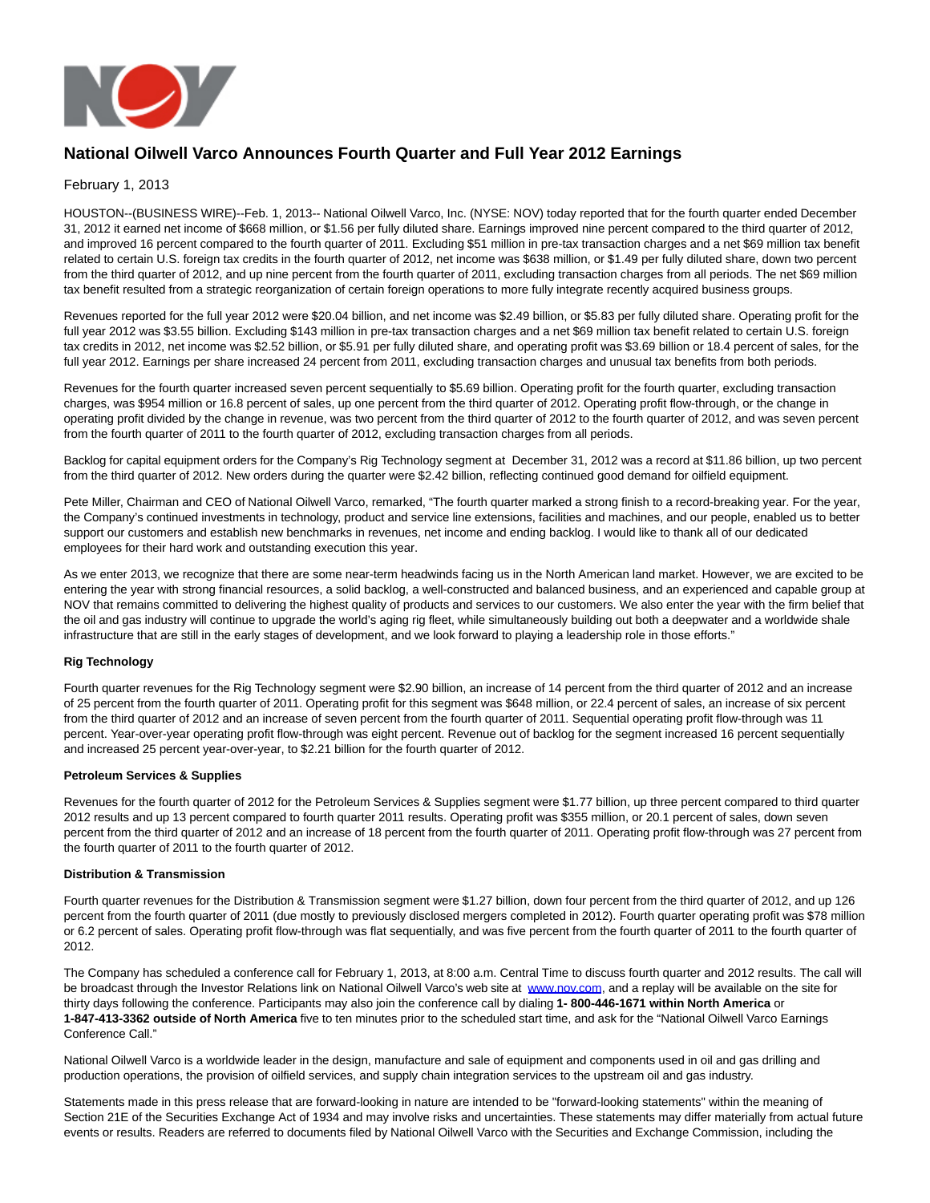# National Oilwell Varco Announces Fourth Quarter and Full Year 2012 Earnings

February 1, 2013

HOUSTON--(BUSINESS WIRE)--Feb. 1, 2013-- National Oilwell Varco, Inc. (NYSE: NOV) today reported that for the fourth quarter ended December 31, 2012 it earned net income of $668 million, or $1.56 per fully diluted share. Earnings improved nine percent compared to the third quarter of 2012, and improved 16 percent compared to the fourth quarter of 2011. Excluding $51 million in pre-tax transaction charges and a net $69 million tax benefit related to certain U.S. foreign tax credits in the fourth quarter of 2012, net income was $638 million, or $1.49 per fully diluted share, down two percent from the third quarter of 2012, and up nine percent from the fourth quarter of 2011, excluding transaction charges from all periods. The net $69 million tax benefit resulted from a strategic reorganization of certain foreign operations to more fully integrate recently acquired business groups.

Revenues reported for the full year 2012 were $20.04 billion, and net income was $2.49 billion, or $5.83 per fully diluted share. Operating profit for the full year 2012 was $3.55 billion. Excluding $143 million in pre-tax transaction charges and a net $69 million tax benefit related to certain U.S. foreign tax credits in 2012, net income was $2.52 billion, or $5.91 per fully diluted share, and operating profit was $3.69 billion or 18.4 percent of sales, for the full year 2012. Earnings per share increased 24 percent from 2011, excluding transaction charges and unusual tax benefits from both periods.

Revenues for the fourth quarter increased seven percent sequentially to $5.69 billion. Operating profit for the fourth quarter, excluding transaction charges, was $954 million or 16.8 percent of sales, up one percent from the third quarter of 2012. Operating profit flow-through, or the change in operating profit divided by the change in revenue, was two percent from the third quarter of 2012 to the fourth quarter of 2012, and was seven percent from the fourth quarter of 2011 to the fourth quarter of 2012, excluding transaction charges from all periods.

Backlog for capital equipment orders for the Company's Rig Technology segment at December 31, 2012 was a record at $11.86 billion, up two percent from the third quarter of 2012. New orders during the quarter were $2.42 billion, reflecting continued good demand for oilfield equipment.

Pete Miller, Chairman and CEO of National Oilwell Varco, remarked, "The fourth quarter marked a strong finish to a record-breaking year. For the year, the Company's continued investments in technology, product and service line extensions, facilities and machines, and our people, enabled us to better support our customers and establish new benchmarks in revenues, net income and ending backlog. I would like to thank all of our dedicated employees for their hard work and outstanding execution this year.

As we enter 2013, we recognize that there are some near-term headwinds facing us in the North American land market. However, we are excited to be entering the year with strong financial resources, a solid backlog, a well-constructed and balanced business, and an experienced and capable group at NOV that remains committed to delivering the highest quality of products and services to our customers. We also enter the year with the firm belief that the oil and gas industry will continue to upgrade the world's aging rig fleet, while simultaneously building out both a deepwater and a worldwide shale infrastructure that are still in the early stages of development, and we look forward to playing a leadership role in those efforts."

**Rig Technology**

Fourth quarter revenues for the Rig Technology segment were $2.90 billion, an increase of 14 percent from the third quarter of 2012 and an increase of 25 percent from the fourth quarter of 2011. Operating profit for this segment was $648 million, or 22.4 percent of sales, an increase of six percent from the third quarter of 2012 and an increase of seven percent from the fourth quarter of 2011. Sequential operating profit flow-through was 11 percent. Year-over-year operating profit flow-through was eight percent. Revenue out of backlog for the segment increased 16 percent sequentially and increased 25 percent year-over-year, to $2.21 billion for the fourth quarter of 2012.

**Petroleum Services & Supplies**

Revenues for the fourth quarter of 2012 for the Petroleum Services & Supplies segment were $1.77 billion, up three percent compared to third quarter 2012 results and up 13 percent compared to fourth quarter 2011 results. Operating profit was $355 million, or 20.1 percent of sales, down seven percent from the third quarter of 2012 and an increase of 18 percent from the fourth quarter of 2011. Operating profit flow-through was 27 percent from the fourth quarter of 2011 to the fourth quarter of 2012.

**Distribution & Transmission**

Fourth quarter revenues for the Distribution & Transmission segment were $1.27 billion, down four percent from the third quarter of 2012, and up 126 percent from the fourth quarter of 2011 (due mostly to previously disclosed mergers completed in 2012). Fourth quarter operating profit was $78 million or 6.2 percent of sales. Operating profit flow-through was flat sequentially, and was five percent from the fourth quarter of 2011 to the fourth quarter of 2012.

The Company has scheduled a conference call for February 1, 2013, at 8:00 a.m. Central Time to discuss fourth quarter and 2012 results. The call will be broadcast through the Investor Relations link on National Oilwell Varco's web site at www.nov.com, and a replay will be available on the site for thirty days following the conference. Participants may also join the conference call by dialing **1- 800-446-1671 within North America** or **1-847-413-3362 outside of North America** five to ten minutes prior to the scheduled start time, and ask for the "National Oilwell Varco Earnings Conference Call."

National Oilwell Varco is a worldwide leader in the design, manufacture and sale of equipment and components used in oil and gas drilling and production operations, the provision of oilfield services, and supply chain integration services to the upstream oil and gas industry.

Statements made in this press release that are forward-looking in nature are intended to be "forward-looking statements" within the meaning of Section 21E of the Securities Exchange Act of 1934 and may involve risks and uncertainties. These statements may differ materially from actual future events or results. Readers are referred to documents filed by National Oilwell Varco with the Securities and Exchange Commission, including the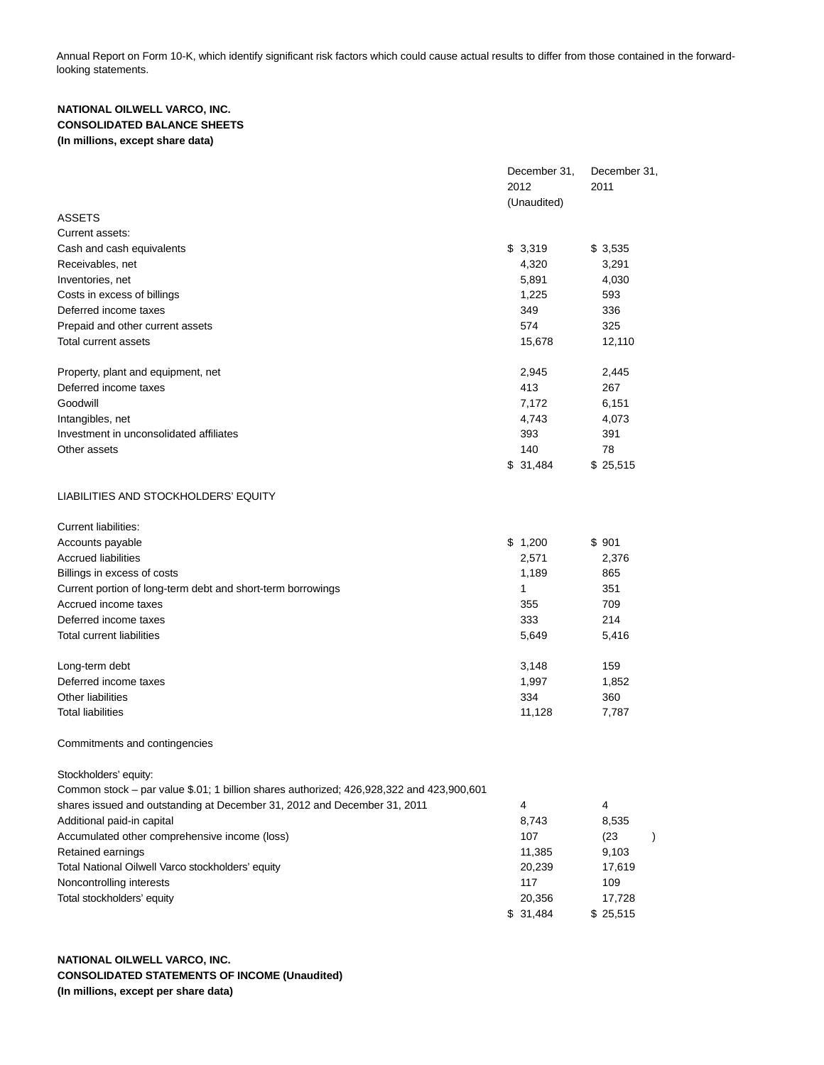Annual Report on Form 10-K, which identify significant risk factors which could cause actual results to differ from those contained in the forward-looking statements.

**NATIONAL OILWELL VARCO, INC.**
**CONSOLIDATED BALANCE SHEETS**
**(In millions, except share data)**

| | December 31, 2012 (Unaudited) | December 31, 2011 |
|---|---|---|
| ASSETS | | |
| Current assets: | | |
| Cash and cash equivalents | $ 3,319 | $ 3,535 |
| Receivables, net | 4,320 | 3,291 |
| Inventories, net | 5,891 | 4,030 |
| Costs in excess of billings | 1,225 | 593 |
| Deferred income taxes | 349 | 336 |
| Prepaid and other current assets | 574 | 325 |
| Total current assets | 15,678 | 12,110 |
| | | |
| Property, plant and equipment, net | 2,945 | 2,445 |
| Deferred income taxes | 413 | 267 |
| Goodwill | 7,172 | 6,151 |
| Intangibles, net | 4,743 | 4,073 |
| Investment in unconsolidated affiliates | 393 | 391 |
| Other assets | 140 | 78 |
| | $ 31,484 | $ 25,515 |
| | | |
| LIABILITIES AND STOCKHOLDERS' EQUITY | | |
| | | |
| Current liabilities: | | |
| Accounts payable | $ 1,200 | $ 901 |
| Accrued liabilities | 2,571 | 2,376 |
| Billings in excess of costs | 1,189 | 865 |
| Current portion of long-term debt and short-term borrowings | 1 | 351 |
| Accrued income taxes | 355 | 709 |
| Deferred income taxes | 333 | 214 |
| Total current liabilities | 5,649 | 5,416 |
| | | |
| Long-term debt | 3,148 | 159 |
| Deferred income taxes | 1,997 | 1,852 |
| Other liabilities | 334 | 360 |
| Total liabilities | 11,128 | 7,787 |
| | | |
| Commitments and contingencies | | |
| | | |
| Stockholders' equity: | | |
| Common stock – par value $.01; 1 billion shares authorized; 426,928,322 and 423,900,601 shares issued and outstanding at December 31, 2012 and December 31, 2011 | 4 | 4 |
| Additional paid-in capital | 8,743 | 8,535 |
| Accumulated other comprehensive income (loss) | 107 | (23) |
| Retained earnings | 11,385 | 9,103 |
| Total National Oilwell Varco stockholders' equity | 20,239 | 17,619 |
| Noncontrolling interests | 117 | 109 |
| Total stockholders' equity | 20,356 | 17,728 |
| | $ 31,484 | $ 25,515 |

**NATIONAL OILWELL VARCO, INC.**
**CONSOLIDATED STATEMENTS OF INCOME (Unaudited)**
**(In millions, except per share data)**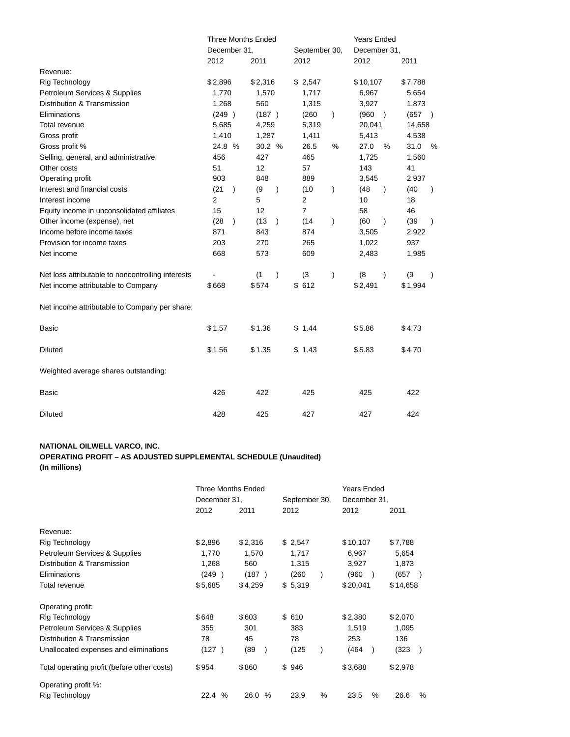| | Three Months Ended | | | Years Ended | |
|---|---|---|---|---|---|
| | December 31, | | September 30, | December 31, | |
| | 2012 | 2011 | 2012 | 2012 | 2011 |
| Revenue: | | | | | |
| Rig Technology | $2,896 | $2,316 | $ 2,547 | $10,107 | $7,788 |
| Petroleum Services & Supplies | 1,770 | 1,570 | 1,717 | 6,967 | 5,654 |
| Distribution & Transmission | 1,268 | 560 | 1,315 | 3,927 | 1,873 |
| Eliminations | (249 ) | (187 ) | (260 ) | (960 ) | (657 ) |
| Total revenue | 5,685 | 4,259 | 5,319 | 20,041 | 14,658 |
| Gross profit | 1,410 | 1,287 | 1,411 | 5,413 | 4,538 |
| Gross profit % | 24.8 % | 30.2 % | 26.5 % | 27.0 % | 31.0 % |
| Selling, general, and administrative | 456 | 427 | 465 | 1,725 | 1,560 |
| Other costs | 51 | 12 | 57 | 143 | 41 |
| Operating profit | 903 | 848 | 889 | 3,545 | 2,937 |
| Interest and financial costs | (21 ) | (9 ) | (10 ) | (48 ) | (40 ) |
| Interest income | 2 | 5 | 2 | 10 | 18 |
| Equity income in unconsolidated affiliates | 15 | 12 | 7 | 58 | 46 |
| Other income (expense), net | (28 ) | (13 ) | (14 ) | (60 ) | (39 ) |
| Income before income taxes | 871 | 843 | 874 | 3,505 | 2,922 |
| Provision for income taxes | 203 | 270 | 265 | 1,022 | 937 |
| Net income | 668 | 573 | 609 | 2,483 | 1,985 |
| | | | | | |
| Net loss attributable to noncontrolling interests | - | (1 ) | (3 ) | (8 ) | (9 ) |
| Net income attributable to Company | $668 | $574 | $ 612 | $2,491 | $1,994 |
| | | | | | |
| Net income attributable to Company per share: | | | | | |
| Basic | $1.57 | $1.36 | $ 1.44 | $5.86 | $4.73 |
| Diluted | $1.56 | $1.35 | $ 1.43 | $5.83 | $4.70 |
| | | | | | |
| Weighted average shares outstanding: | | | | | |
| Basic | 426 | 422 | 425 | 425 | 422 |
| Diluted | 428 | 425 | 427 | 427 | 424 |

**NATIONAL OILWELL VARCO, INC.**
**OPERATING PROFIT – AS ADJUSTED SUPPLEMENTAL SCHEDULE (Unaudited)**
**(In millions)**

| | Three Months Ended | | | Years Ended | |
|---|---|---|---|---|---|
| | December 31, | | September 30, | December 31, | |
| | 2012 | 2011 | 2012 | 2012 | 2011 |
| Revenue: | | | | | |
| Rig Technology | $2,896 | $2,316 | $ 2,547 | $10,107 | $7,788 |
| Petroleum Services & Supplies | 1,770 | 1,570 | 1,717 | 6,967 | 5,654 |
| Distribution & Transmission | 1,268 | 560 | 1,315 | 3,927 | 1,873 |
| Eliminations | (249 ) | (187 ) | (260 ) | (960 ) | (657 ) |
| Total revenue | $5,685 | $4,259 | $ 5,319 | $20,041 | $14,658 |
| | | | | | |
| Operating profit: | | | | | |
| Rig Technology | $648 | $603 | $ 610 | $2,380 | $2,070 |
| Petroleum Services & Supplies | 355 | 301 | 383 | 1,519 | 1,095 |
| Distribution & Transmission | 78 | 45 | 78 | 253 | 136 |
| Unallocated expenses and eliminations | (127 ) | (89 ) | (125 ) | (464 ) | (323 ) |
| Total operating profit (before other costs) | $954 | $860 | $ 946 | $3,688 | $2,978 |
| | | | | | |
| Operating profit %: | | | | | |
| Rig Technology | 22.4 % | 26.0 % | 23.9 % | 23.5 % | 26.6 % |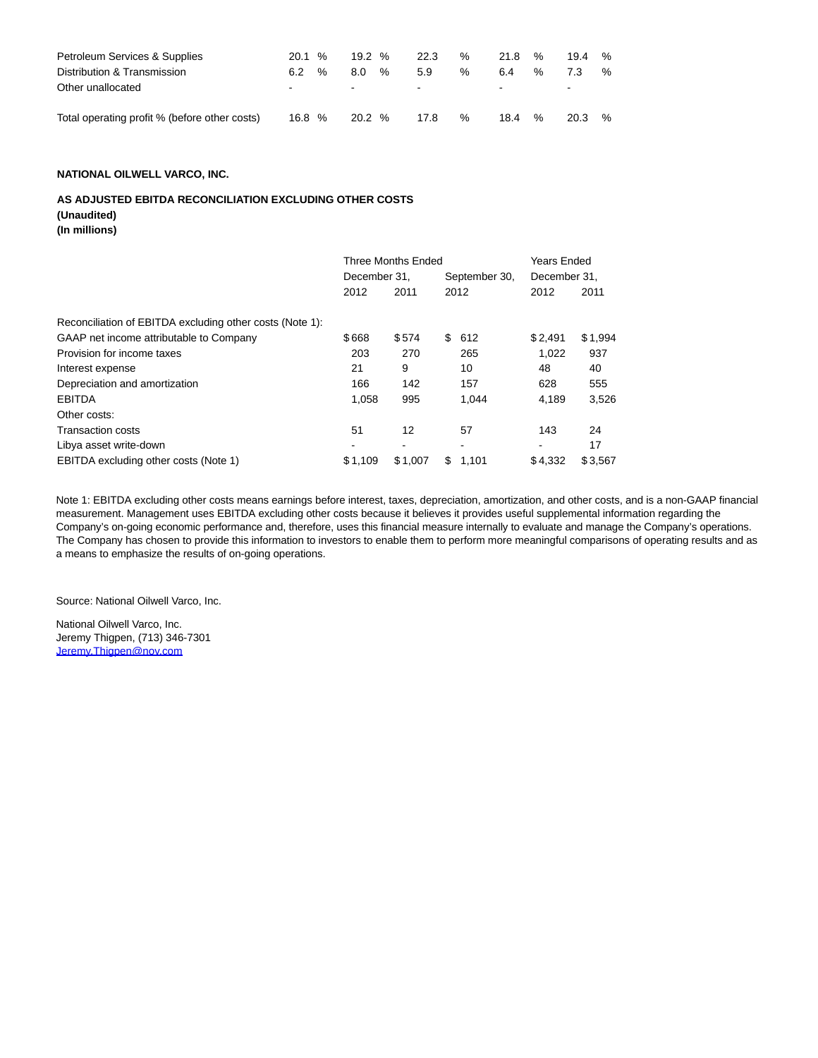| | | | | | |
|---|---|---|---|---|---|
| Petroleum Services & Supplies | 20.1 % | 19.2 % | 22.3 % | 21.8 % | 19.4 % |
| Distribution & Transmission | 6.2 % | 8.0 % | 5.9 % | 6.4 % | 7.3 % |
| Other unallocated | - | - | - | - | - |
| Total operating profit % (before other costs) | 16.8 % | 20.2 % | 17.8 % | 18.4 % | 20.3 % |

**NATIONAL OILWELL VARCO, INC.**

**AS ADJUSTED EBITDA RECONCILIATION EXCLUDING OTHER COSTS**
**(Unaudited)**
**(In millions)**

| | Three Months Ended | | | Years Ended | |
|---|---|---|---|---|---|
| | December 31, | | September 30, | December 31, | |
| | 2012 | 2011 | 2012 | 2012 | 2011 |
| Reconciliation of EBITDA excluding other costs (Note 1): | | | | | |
| GAAP net income attributable to Company | $668 | $574 | $ 612 | $2,491 | $1,994 |
| Provision for income taxes | 203 | 270 | 265 | 1,022 | 937 |
| Interest expense | 21 | 9 | 10 | 48 | 40 |
| Depreciation and amortization | 166 | 142 | 157 | 628 | 555 |
| EBITDA | 1,058 | 995 | 1,044 | 4,189 | 3,526 |
| Other costs: | | | | | |
| Transaction costs | 51 | 12 | 57 | 143 | 24 |
| Libya asset write-down | - | - | - | - | 17 |
| EBITDA excluding other costs (Note 1) | $1,109 | $1,007 | $ 1,101 | $4,332 | $3,567 |

Note 1: EBITDA excluding other costs means earnings before interest, taxes, depreciation, amortization, and other costs, and is a non-GAAP financial measurement. Management uses EBITDA excluding other costs because it believes it provides useful supplemental information regarding the Company's on-going economic performance and, therefore, uses this financial measure internally to evaluate and manage the Company's operations. The Company has chosen to provide this information to investors to enable them to perform more meaningful comparisons of operating results and as a means to emphasize the results of on-going operations.

Source: National Oilwell Varco, Inc.

National Oilwell Varco, Inc.
Jeremy Thigpen, (713) 346-7301
Jeremy.Thigpen@nov.com